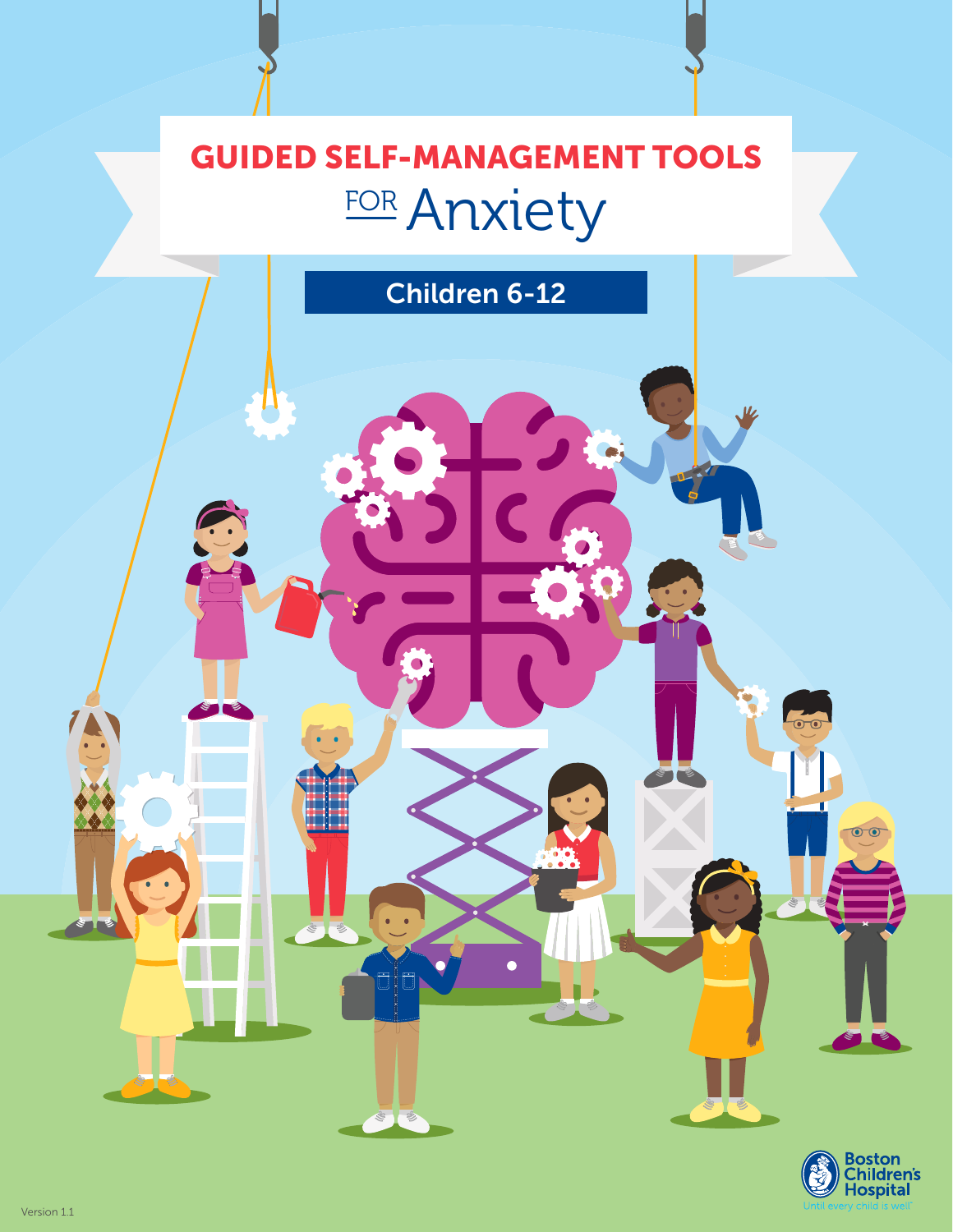# GUIDED SELF-MANAGEMENT TOOLS FOR Anxiety

## Children 6-12

Boston Children's Hospital

Until every child is well

Version 1.1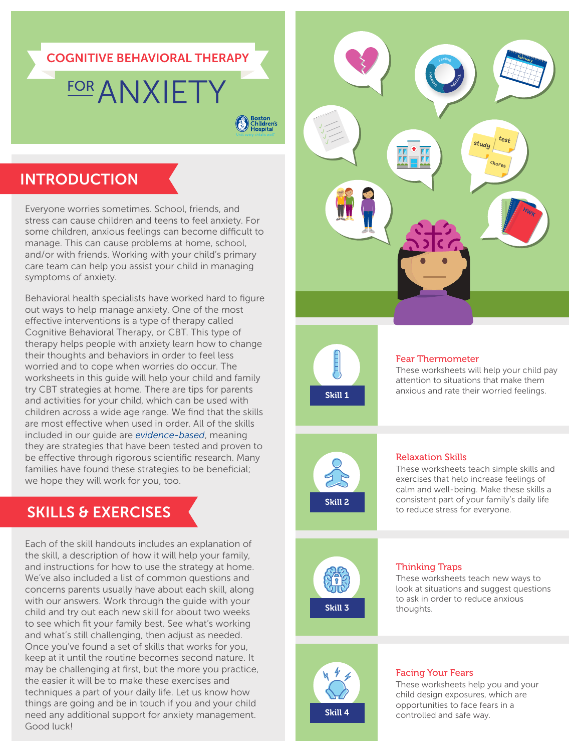# COGNITIVE BEHAVIORAL THERAPY FOR ANXIETY

Boston Children's Hospital

## INTRODUCTION

Everyone worries sometimes. School, friends, and stress can cause children and teens to feel anxiety. For some children, anxious feelings can become difficult to manage. This can cause problems at home, school, and/or with friends. Working with your child's primary care team can help you assist your child in managing symptoms of anxiety.

Behavioral health specialists have worked hard to figure out ways to help manage anxiety. One of the most effective interventions is a type of therapy called Cognitive Behavioral Therapy, or CBT. This type of therapy helps people with anxiety learn how to change their thoughts and behaviors in order to feel less worried and to cope when worries do occur. The worksheets in this guide will help your child and family try CBT strategies at home. There are tips for parents and activities for your child, which can be used with children across a wide age range. We find that the skills are most effective when used in order. All of the skills included in our guide are *evidence-based*, meaning they are strategies that have been tested and proven to be effective through rigorous scientific research. Many families have found these strategies to be beneficial; we hope they will work for you, too.

## SKILLS & EXERCISES

Each of the skill handouts includes an explanation of the skill, a description of how it will help your family, and instructions for how to use the strategy at home. We've also included a list of common questions and concerns parents usually have about each skill, along with our answers. Work through the guide with your child and try out each new skill for about two weeks to see which fit your family best. See what's working and what's still challenging, then adjust as needed. Once you've found a set of skills that works for you, keep at it until the routine becomes second nature. It may be challenging at first, but the more you practice, the easier it will be to make these exercises and techniques a part of your daily life. Let us know how things are going and be in touch if you and your child need any additional support for anxiety management. Good luck!

**Skill 1**

### Fear Thermometer

These worksheets will help your child pay attention to situations that make them anxious and rate their worried feelings.

**Skill 2**

### Relaxation Skills

These worksheets teach simple skills and exercises that help increase feelings of calm and well-being. Make these skills a consistent part of your family's daily life to reduce stress for everyone.

**Skill 3**

### Thinking Traps

These worksheets teach new ways to look at situations and suggest questions to ask in order to reduce anxious thoughts.

**Skill 4**

### Facing Your Fears

These worksheets help you and your child design exposures, which are opportunities to face fears in a controlled and safe way.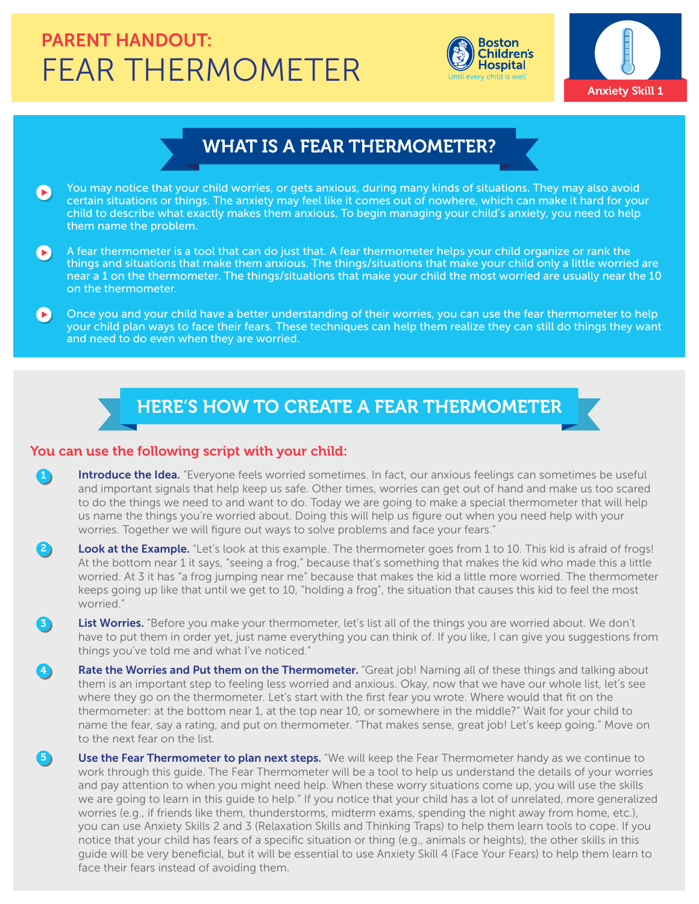# PARENT HANDOUT: FEAR THERMOMETER

Boston Children's Hospital
Until every child is well

Anxiety Skill 1

## WHAT IS A FEAR THERMOMETER?

- You may notice that your child worries, or gets anxious, during many kinds of situations. They may also avoid certain situations or things. The anxiety may feel like it comes out of nowhere, which can make it hard for your child to describe what exactly makes them anxious. To begin managing your child's anxiety, you need to help them name the problem.
- A fear thermometer is a tool that can do just that. A fear thermometer helps your child organize or rank the things and situations that make them anxious. The things/situations that make your child only a little worried are near a 1 on the thermometer. The things/situations that make your child the most worried are usually near the 10 on the thermometer.
- Once you and your child have a better understanding of their worries, you can use the fear thermometer to help your child plan ways to face their fears. These techniques can help them realize they can still do things they want and need to do even when they are worried.

## HERE'S HOW TO CREATE A FEAR THERMOMETER

### You can use the following script with your child:

1. **Introduce the Idea.** "Everyone feels worried sometimes. In fact, our anxious feelings can sometimes be useful and important signals that help keep us safe. Other times, worries can get out of hand and make us too scared to do the things we need to and want to do. Today we are going to make a special thermometer that will help us name the things you're worried about. Doing this will help us figure out when you need help with your worries. Together we will figure out ways to solve problems and face your fears."
2. **Look at the Example.** "Let's look at this example. The thermometer goes from 1 to 10. This kid is afraid of frogs! At the bottom near 1 it says, "seeing a frog," because that's something that makes the kid who made this a little worried. At 3 it has "a frog jumping near me" because that makes the kid a little more worried. The thermometer keeps going up like that until we get to 10, "holding a frog", the situation that causes this kid to feel the most worried."
3. **List Worries.** "Before you make your thermometer, let's list all of the things you are worried about. We don't have to put them in order yet, just name everything you can think of. If you like, I can give you suggestions from things you've told me and what I've noticed."
4. **Rate the Worries and Put them on the Thermometer.** "Great job! Naming all of these things and talking about them is an important step to feeling less worried and anxious. Okay, now that we have our whole list, let's see where they go on the thermometer. Let's start with the first fear you wrote. Where would that fit on the thermometer: at the bottom near 1, at the top near 10, or somewhere in the middle?" Wait for your child to name the fear, say a rating, and put on thermometer. "That makes sense, great job! Let's keep going." Move on to the next fear on the list.
5. **Use the Fear Thermometer to plan next steps.** "We will keep the Fear Thermometer handy as we continue to work through this guide. The Fear Thermometer will be a tool to help us understand the details of your worries and pay attention to when you might need help. When these worry situations come up, you will use the skills we are going to learn in this guide to help." If you notice that your child has a lot of unrelated, more generalized worries (e.g., if friends like them, thunderstorms, midterm exams, spending the night away from home, etc.), you can use Anxiety Skills 2 and 3 (Relaxation Skills and Thinking Traps) to help them learn tools to cope. If you notice that your child has fears of a specific situation or thing (e.g., animals or heights), the other skills in this guide will be very beneficial, but it will be essential to use Anxiety Skill 4 (Face Your Fears) to help them learn to face their fears instead of avoiding them.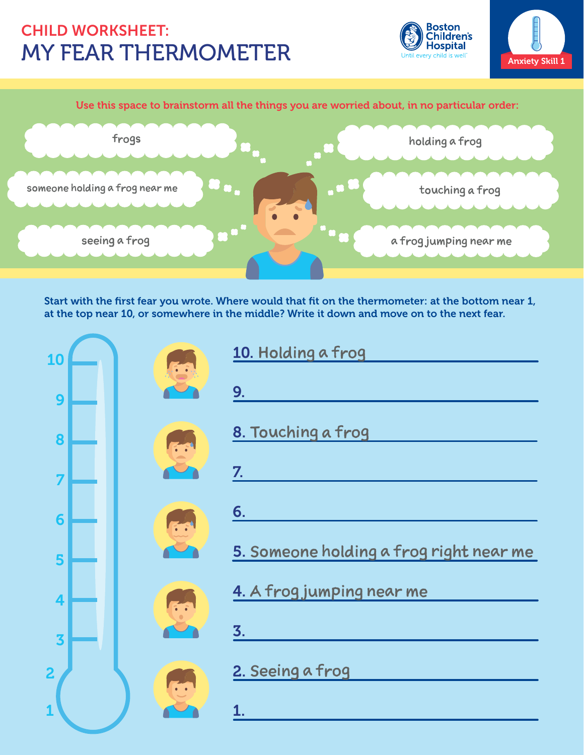# CHILD WORKSHEET: MY FEAR THERMOMETER

Boston Children's Hospital
Until every child is well

Anxiety Skill 1

Use this space to brainstorm all the things you are worried about, in no particular order:

- frogs
- holding a frog
- someone holding a frog near me
- touching a frog
- seeing a frog
- a frog jumping near me

Start with the first fear you wrote. Where would that fit on the thermometer: at the bottom near 1, at the top near 10, or somewhere in the middle? Write it down and move on to the next fear.

10. Holding a frog
9. 
8. Touching a frog
7. 
6. 
5. Someone holding a frog right near me
4. A frog jumping near me
3. 
2. Seeing a frog
1.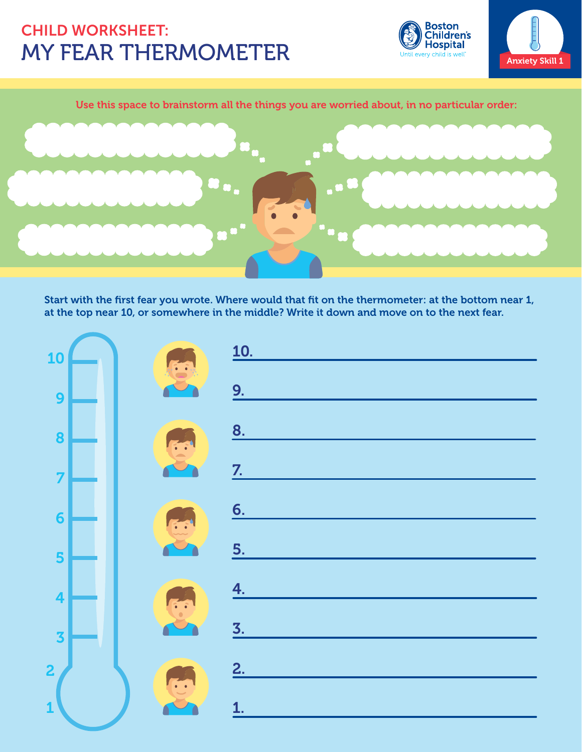**CHILD WORKSHEET:**

# MY FEAR THERMOMETER

Boston Children's Hospital
Until every child is well

Anxiety Skill 1

Use this space to brainstorm all the things you are worried about, in no particular order:

Start with the first fear you wrote. Where would that fit on the thermometer: at the bottom near 1, at the top near 10, or somewhere in the middle? Write it down and move on to the next fear.

10. ______________________________

9. ______________________________

8. ______________________________

7. ______________________________

6. ______________________________

5. ______________________________

4. ______________________________

3. ______________________________

2. ______________________________

1. ______________________________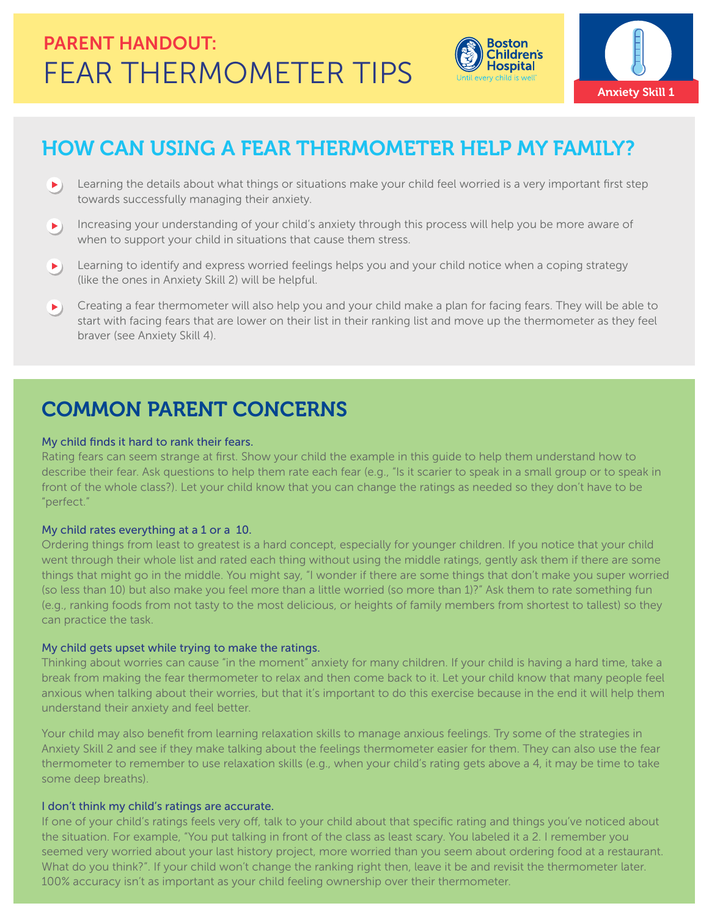# PARENT HANDOUT: FEAR THERMOMETER TIPS

Boston Children's Hospital
Until every child is well

Anxiety Skill 1

## HOW CAN USING A FEAR THERMOMETER HELP MY FAMILY?

- Learning the details about what things or situations make your child feel worried is a very important first step towards successfully managing their anxiety.
- Increasing your understanding of your child's anxiety through this process will help you be more aware of when to support your child in situations that cause them stress.
- Learning to identify and express worried feelings helps you and your child notice when a coping strategy (like the ones in Anxiety Skill 2) will be helpful.
- Creating a fear thermometer will also help you and your child make a plan for facing fears. They will be able to start with facing fears that are lower on their list in their ranking list and move up the thermometer as they feel braver (see Anxiety Skill 4).

## COMMON PARENT CONCERNS

### My child finds it hard to rank their fears.

Rating fears can seem strange at first. Show your child the example in this guide to help them understand how to describe their fear. Ask questions to help them rate each fear (e.g., "Is it scarier to speak in a small group or to speak in front of the whole class?). Let your child know that you can change the ratings as needed so they don't have to be "perfect."

### My child rates everything at a 1 or a 10.

Ordering things from least to greatest is a hard concept, especially for younger children. If you notice that your child went through their whole list and rated each thing without using the middle ratings, gently ask them if there are some things that might go in the middle. You might say, "I wonder if there are some things that don't make you super worried (so less than 10) but also make you feel more than a little worried (so more than 1)?" Ask them to rate something fun (e.g., ranking foods from not tasty to the most delicious, or heights of family members from shortest to tallest) so they can practice the task.

### My child gets upset while trying to make the ratings.

Thinking about worries can cause "in the moment" anxiety for many children. If your child is having a hard time, take a break from making the fear thermometer to relax and then come back to it. Let your child know that many people feel anxious when talking about their worries, but that it's important to do this exercise because in the end it will help them understand their anxiety and feel better.

Your child may also benefit from learning relaxation skills to manage anxious feelings. Try some of the strategies in Anxiety Skill 2 and see if they make talking about the feelings thermometer easier for them. They can also use the fear thermometer to remember to use relaxation skills (e.g., when your child's rating gets above a 4, it may be time to take some deep breaths).

### I don't think my child's ratings are accurate.

If one of your child's ratings feels very off, talk to your child about that specific rating and things you've noticed about the situation. For example, "You put talking in front of the class as least scary. You labeled it a 2. I remember you seemed very worried about your last history project, more worried than you seem about ordering food at a restaurant. What do you think?". If your child won't change the ranking right then, leave it be and revisit the thermometer later. 100% accuracy isn't as important as your child feeling ownership over their thermometer.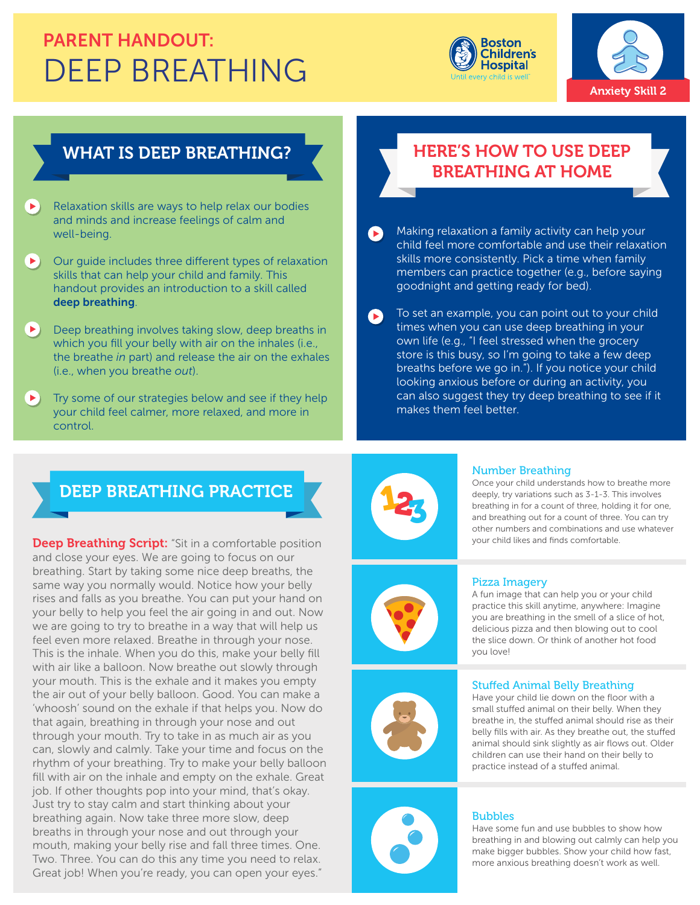# PARENT HANDOUT: DEEP BREATHING

Boston Children's Hospital
Until every child is well

Anxiety Skill 2

## WHAT IS DEEP BREATHING?

- Relaxation skills are ways to help relax our bodies and minds and increase feelings of calm and well-being.
- Our guide includes three different types of relaxation skills that can help your child and family. This handout provides an introduction to a skill called **deep breathing**.
- Deep breathing involves taking slow, deep breaths in which you fill your belly with air on the inhales (i.e., the breathe *in* part) and release the air on the exhales (i.e., when you breathe *out*).
- Try some of our strategies below and see if they help your child feel calmer, more relaxed, and more in control.

## HERE'S HOW TO USE DEEP BREATHING AT HOME

- Making relaxation a family activity can help your child feel more comfortable and use their relaxation skills more consistently. Pick a time when family members can practice together (e.g., before saying goodnight and getting ready for bed).
- To set an example, you can point out to your child times when you can use deep breathing in your own life (e.g., "I feel stressed when the grocery store is this busy, so I'm going to take a few deep breaths before we go in."). If you notice your child looking anxious before or during an activity, you can also suggest they try deep breathing to see if it makes them feel better.

## DEEP BREATHING PRACTICE

**Deep Breathing Script:** "Sit in a comfortable position and close your eyes. We are going to focus on our breathing. Start by taking some nice deep breaths, the same way you normally would. Notice how your belly rises and falls as you breathe. You can put your hand on your belly to help you feel the air going in and out. Now we are going to try to breathe in a way that will help us feel even more relaxed. Breathe in through your nose. This is the inhale. When you do this, make your belly fill with air like a balloon. Now breathe out slowly through your mouth. This is the exhale and it makes you empty the air out of your belly balloon. Good. You can make a 'whoosh' sound on the exhale if that helps you. Now do that again, breathing in through your nose and out through your mouth. Try to take in as much air as you can, slowly and calmly. Take your time and focus on the rhythm of your breathing. Try to make your belly balloon fill with air on the inhale and empty on the exhale. Great job. If other thoughts pop into your mind, that's okay. Just try to stay calm and start thinking about your breathing again. Now take three more slow, deep breaths in through your nose and out through your mouth, making your belly rise and fall three times. One. Two. Three. You can do this any time you need to relax. Great job! When you're ready, you can open your eyes."

### Number Breathing

Once your child understands how to breathe more deeply, try variations such as 3-1-3. This involves breathing in for a count of three, holding it for one, and breathing out for a count of three. You can try other numbers and combinations and use whatever your child likes and finds comfortable.

### Pizza Imagery

A fun image that can help you or your child practice this skill anytime, anywhere: Imagine you are breathing in the smell of a slice of hot, delicious pizza and then blowing out to cool the slice down. Or think of another hot food you love!

### Stuffed Animal Belly Breathing

Have your child lie down on the floor with a small stuffed animal on their belly. When they breathe in, the stuffed animal should rise as their belly fills with air. As they breathe out, the stuffed animal should sink slightly as air flows out. Older children can use their hand on their belly to practice instead of a stuffed animal.

### Bubbles

Have some fun and use bubbles to show how breathing in and blowing out calmly can help you make bigger bubbles. Show your child how fast, more anxious breathing doesn't work as well.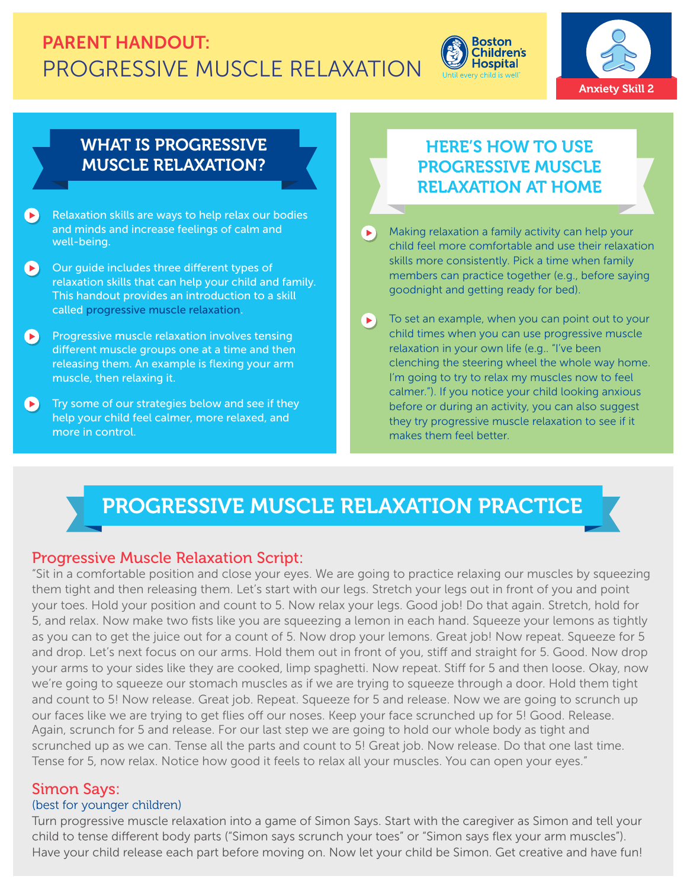# PARENT HANDOUT: PROGRESSIVE MUSCLE RELAXATION

Boston Children's Hospital
Until every child is well

Anxiety Skill 2

## WHAT IS PROGRESSIVE MUSCLE RELAXATION?

- Relaxation skills are ways to help relax our bodies and minds and increase feelings of calm and well-being.
- Our guide includes three different types of relaxation skills that can help your child and family. This handout provides an introduction to a skill called progressive muscle relaxation.
- Progressive muscle relaxation involves tensing different muscle groups one at a time and then releasing them. An example is flexing your arm muscle, then relaxing it.
- Try some of our strategies below and see if they help your child feel calmer, more relaxed, and more in control.

## HERE'S HOW TO USE PROGRESSIVE MUSCLE RELAXATION AT HOME

- Making relaxation a family activity can help your child feel more comfortable and use their relaxation skills more consistently. Pick a time when family members can practice together (e.g., before saying goodnight and getting ready for bed).
- To set an example, when you can point out to your child times when you can use progressive muscle relaxation in your own life (e.g.. "I've been clenching the steering wheel the whole way home. I'm going to try to relax my muscles now to feel calmer."). If you notice your child looking anxious before or during an activity, you can also suggest they try progressive muscle relaxation to see if it makes them feel better.

## PROGRESSIVE MUSCLE RELAXATION PRACTICE

### Progressive Muscle Relaxation Script:

"Sit in a comfortable position and close your eyes. We are going to practice relaxing our muscles by squeezing them tight and then releasing them. Let's start with our legs. Stretch your legs out in front of you and point your toes. Hold your position and count to 5. Now relax your legs. Good job! Do that again. Stretch, hold for 5, and relax. Now make two fists like you are squeezing a lemon in each hand. Squeeze your lemons as tightly as you can to get the juice out for a count of 5. Now drop your lemons. Great job! Now repeat. Squeeze for 5 and drop. Let's next focus on our arms. Hold them out in front of you, stiff and straight for 5. Good. Now drop your arms to your sides like they are cooked, limp spaghetti. Now repeat. Stiff for 5 and then loose. Okay, now we're going to squeeze our stomach muscles as if we are trying to squeeze through a door. Hold them tight and count to 5! Now release. Great job. Repeat. Squeeze for 5 and release. Now we are going to scrunch up our faces like we are trying to get flies off our noses. Keep your face scrunched up for 5! Good. Release. Again, scrunch for 5 and release. For our last step we are going to hold our whole body as tight and scrunched up as we can. Tense all the parts and count to 5! Great job. Now release. Do that one last time. Tense for 5, now relax. Notice how good it feels to relax all your muscles. You can open your eyes."

### Simon Says:

(best for younger children)

Turn progressive muscle relaxation into a game of Simon Says. Start with the caregiver as Simon and tell your child to tense different body parts ("Simon says scrunch your toes" or "Simon says flex your arm muscles"). Have your child release each part before moving on. Now let your child be Simon. Get creative and have fun!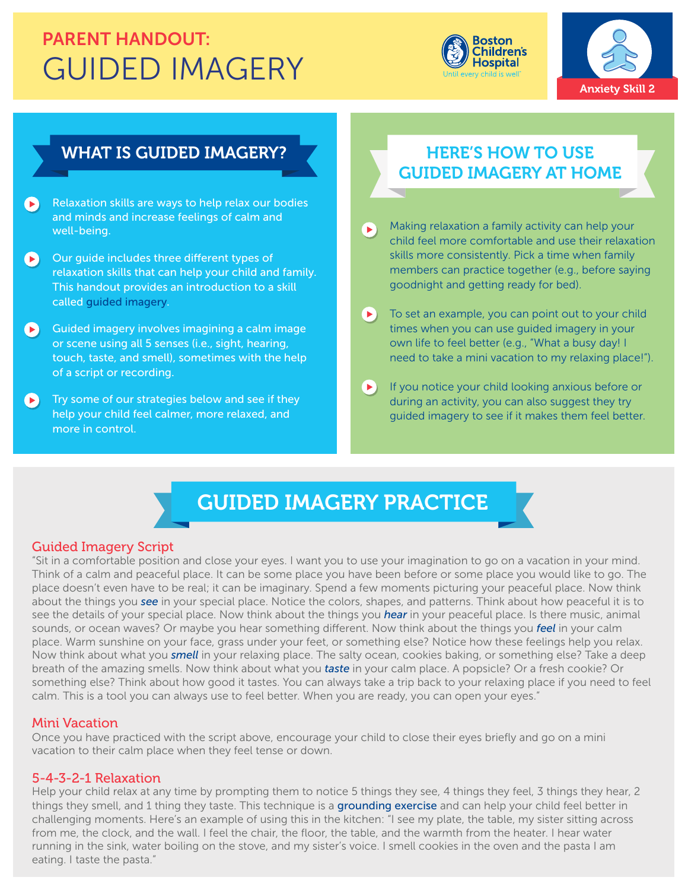# PARENT HANDOUT: GUIDED IMAGERY

Boston Children's Hospital
Until every child is well

Anxiety Skill 2

## WHAT IS GUIDED IMAGERY?

- Relaxation skills are ways to help relax our bodies and minds and increase feelings of calm and well-being.
- Our guide includes three different types of relaxation skills that can help your child and family. This handout provides an introduction to a skill called guided imagery.
- Guided imagery involves imagining a calm image or scene using all 5 senses (i.e., sight, hearing, touch, taste, and smell), sometimes with the help of a script or recording.
- Try some of our strategies below and see if they help your child feel calmer, more relaxed, and more in control.

## HERE'S HOW TO USE GUIDED IMAGERY AT HOME

- Making relaxation a family activity can help your child feel more comfortable and use their relaxation skills more consistently. Pick a time when family members can practice together (e.g., before saying goodnight and getting ready for bed).
- To set an example, you can point out to your child times when you can use guided imagery in your own life to feel better (e.g., "What a busy day! I need to take a mini vacation to my relaxing place!").
- If you notice your child looking anxious before or during an activity, you can also suggest they try guided imagery to see if it makes them feel better.

## GUIDED IMAGERY PRACTICE

### Guided Imagery Script

"Sit in a comfortable position and close your eyes. I want you to use your imagination to go on a vacation in your mind. Think of a calm and peaceful place. It can be some place you have been before or some place you would like to go. The place doesn't even have to be real; it can be imaginary. Spend a few moments picturing your peaceful place. Now think about the things you ***see*** in your special place. Notice the colors, shapes, and patterns. Think about how peaceful it is to see the details of your special place. Now think about the things you ***hear*** in your peaceful place. Is there music, animal sounds, or ocean waves? Or maybe you hear something different. Now think about the things you ***feel*** in your calm place. Warm sunshine on your face, grass under your feet, or something else? Notice how these feelings help you relax. Now think about what you ***smell*** in your relaxing place. The salty ocean, cookies baking, or something else? Take a deep breath of the amazing smells. Now think about what you ***taste*** in your calm place. A popsicle? Or a fresh cookie? Or something else? Think about how good it tastes. You can always take a trip back to your relaxing place if you need to feel calm. This is a tool you can always use to feel better. When you are ready, you can open your eyes."

### Mini Vacation

Once you have practiced with the script above, encourage your child to close their eyes briefly and go on a mini vacation to their calm place when they feel tense or down.

### 5-4-3-2-1 Relaxation

Help your child relax at any time by prompting them to notice 5 things they see, 4 things they feel, 3 things they hear, 2 things they smell, and 1 thing they taste. This technique is a grounding exercise and can help your child feel better in challenging moments. Here's an example of using this in the kitchen: "I see my plate, the table, my sister sitting across from me, the clock, and the wall. I feel the chair, the floor, the table, and the warmth from the heater. I hear water running in the sink, water boiling on the stove, and my sister's voice. I smell cookies in the oven and the pasta I am eating. I taste the pasta."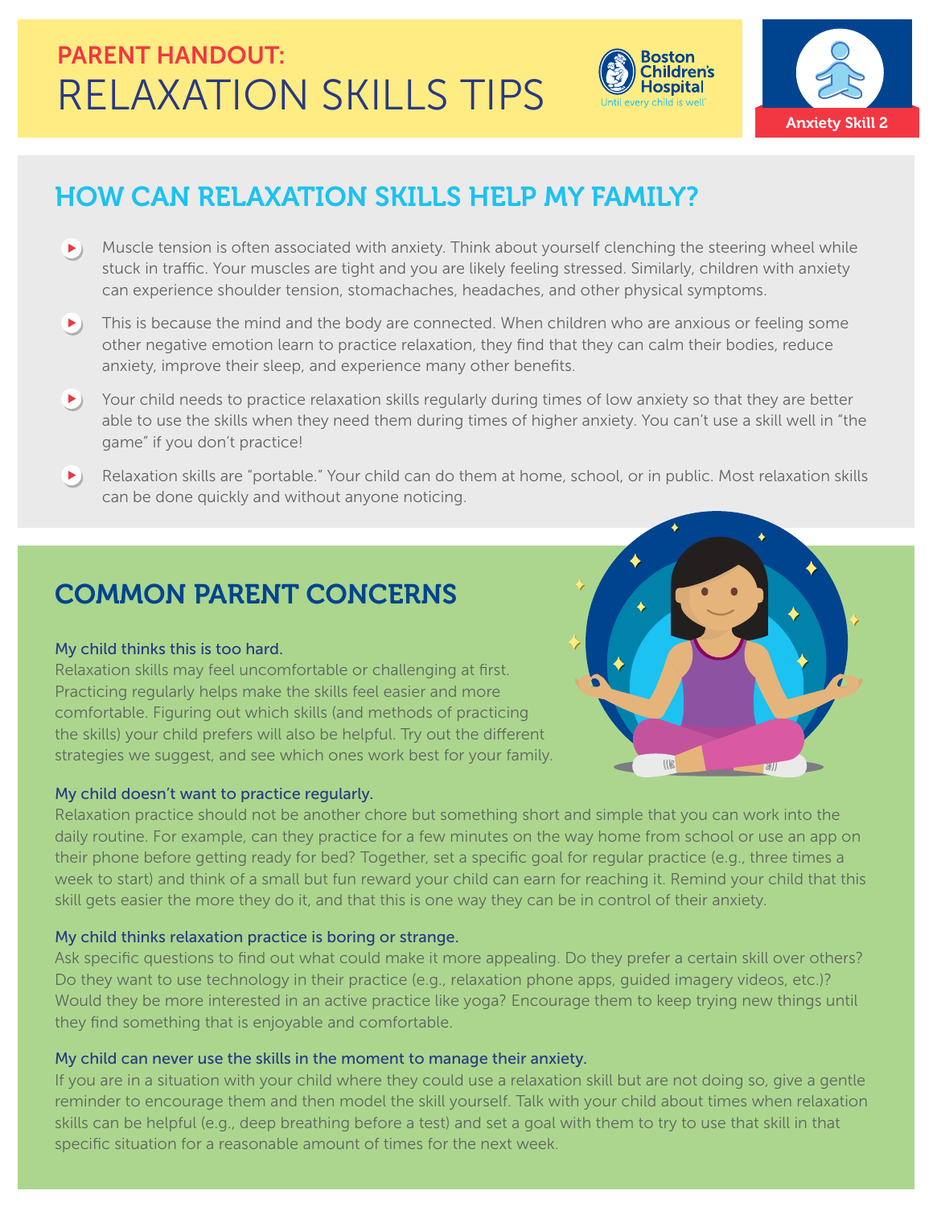# PARENT HANDOUT: RELAXATION SKILLS TIPS

Boston Children's Hospital
Until every child is well

Anxiety Skill 2

## HOW CAN RELAXATION SKILLS HELP MY FAMILY?

- Muscle tension is often associated with anxiety. Think about yourself clenching the steering wheel while stuck in traffic. Your muscles are tight and you are likely feeling stressed. Similarly, children with anxiety can experience shoulder tension, stomachaches, headaches, and other physical symptoms.
- This is because the mind and the body are connected. When children who are anxious or feeling some other negative emotion learn to practice relaxation, they find that they can calm their bodies, reduce anxiety, improve their sleep, and experience many other benefits.
- Your child needs to practice relaxation skills regularly during times of low anxiety so that they are better able to use the skills when they need them during times of higher anxiety. You can't use a skill well in "the game" if you don't practice!
- Relaxation skills are "portable." Your child can do them at home, school, or in public. Most relaxation skills can be done quickly and without anyone noticing.

## COMMON PARENT CONCERNS

### My child thinks this is too hard.

Relaxation skills may feel uncomfortable or challenging at first. Practicing regularly helps make the skills feel easier and more comfortable. Figuring out which skills (and methods of practicing the skills) your child prefers will also be helpful. Try out the different strategies we suggest, and see which ones work best for your family.

### My child doesn't want to practice regularly.

Relaxation practice should not be another chore but something short and simple that you can work into the daily routine. For example, can they practice for a few minutes on the way home from school or use an app on their phone before getting ready for bed? Together, set a specific goal for regular practice (e.g., three times a week to start) and think of a small but fun reward your child can earn for reaching it. Remind your child that this skill gets easier the more they do it, and that this is one way they can be in control of their anxiety.

### My child thinks relaxation practice is boring or strange.

Ask specific questions to find out what could make it more appealing. Do they prefer a certain skill over others? Do they want to use technology in their practice (e.g., relaxation phone apps, guided imagery videos, etc.)? Would they be more interested in an active practice like yoga? Encourage them to keep trying new things until they find something that is enjoyable and comfortable.

### My child can never use the skills in the moment to manage their anxiety.

If you are in a situation with your child where they could use a relaxation skill but are not doing so, give a gentle reminder to encourage them and then model the skill yourself. Talk with your child about times when relaxation skills can be helpful (e.g., deep breathing before a test) and set a goal with them to try to use that skill in that specific situation for a reasonable amount of times for the next week.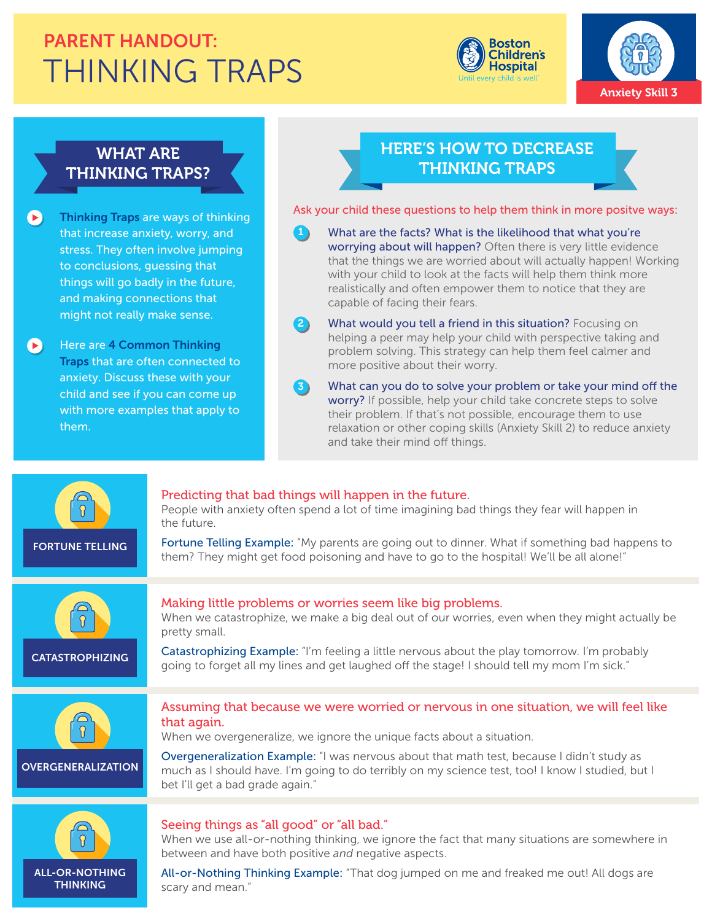# PARENT HANDOUT: THINKING TRAPS

Boston Children's Hospital — Until every child is well

Anxiety Skill 3

## WHAT ARE THINKING TRAPS?

- **Thinking Traps** are ways of thinking that increase anxiety, worry, and stress. They often involve jumping to conclusions, guessing that things will go badly in the future, and making connections that might not really make sense.
- Here are **4 Common Thinking Traps** that are often connected to anxiety. Discuss these with your child and see if you can come up with more examples that apply to them.

## HERE'S HOW TO DECREASE THINKING TRAPS

Ask your child these questions to help them think in more positve ways:

1. **What are the facts? What is the likelihood that what you're worrying about will happen?** Often there is very little evidence that the things we are worried about will actually happen! Working with your child to look at the facts will help them think more realistically and often empower them to notice that they are capable of facing their fears.
2. **What would you tell a friend in this situation?** Focusing on helping a peer may help your child with perspective taking and problem solving. This strategy can help them feel calmer and more positive about their worry.
3. **What can you do to solve your problem or take your mind off the worry?** If possible, help your child take concrete steps to solve their problem. If that's not possible, encourage them to use relaxation or other coping skills (Anxiety Skill 2) to reduce anxiety and take their mind off things.

### FORTUNE TELLING

**Predicting that bad things will happen in the future.**
People with anxiety often spend a lot of time imagining bad things they fear will happen in the future.

**Fortune Telling Example:** "My parents are going out to dinner. What if something bad happens to them? They might get food poisoning and have to go to the hospital! We'll be all alone!"

### CATASTROPHIZING

**Making little problems or worries seem like big problems.**
When we catastrophize, we make a big deal out of our worries, even when they might actually be pretty small.

**Catastrophizing Example:** "I'm feeling a little nervous about the play tomorrow. I'm probably going to forget all my lines and get laughed off the stage! I should tell my mom I'm sick."

### OVERGENERALIZATION

**Assuming that because we were worried or nervous in one situation, we will feel like that again.**
When we overgeneralize, we ignore the unique facts about a situation.

**Overgeneralization Example:** "I was nervous about that math test, because I didn't study as much as I should have. I'm going to do terribly on my science test, too! I know I studied, but I bet I'll get a bad grade again."

### ALL-OR-NOTHING THINKING

**Seeing things as "all good" or "all bad."**
When we use all-or-nothing thinking, we ignore the fact that many situations are somewhere in between and have both positive *and* negative aspects.

**All-or-Nothing Thinking Example:** "That dog jumped on me and freaked me out! All dogs are scary and mean."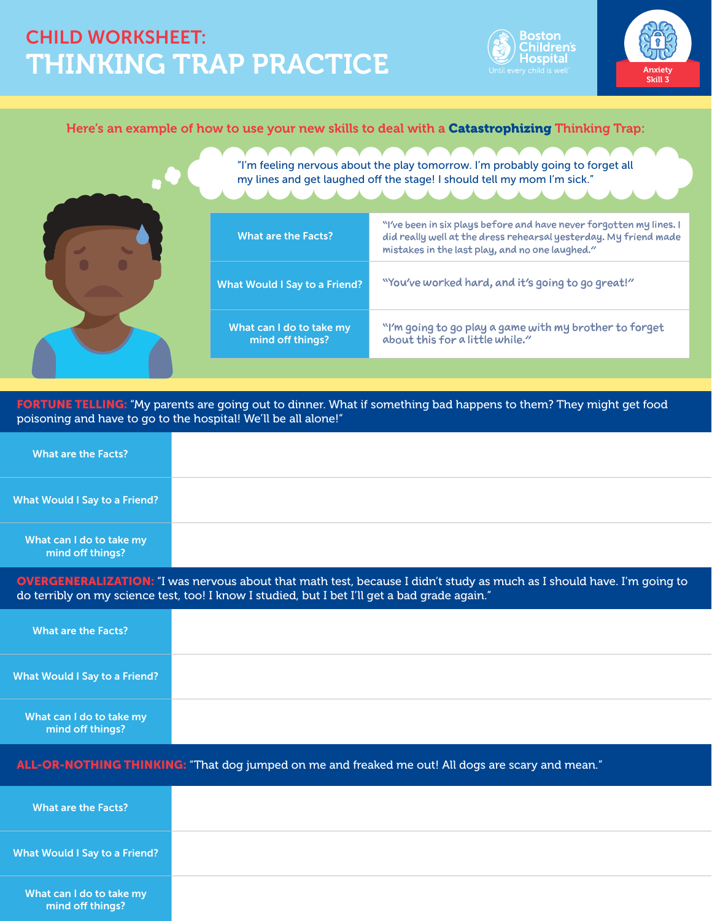# CHILD WORKSHEET: THINKING TRAP PRACTICE

Boston Children's Hospital
Until every child is well®

Anxiety Skill 3

Here's an example of how to use your new skills to deal with a **Catastrophizing** Thinking Trap:

"I'm feeling nervous about the play tomorrow. I'm probably going to forget all my lines and get laughed off the stage! I should tell my mom I'm sick."

| | |
|---|---|
| What are the Facts? | "I've been in six plays before and have never forgotten my lines. I did really well at the dress rehearsal yesterday. My friend made mistakes in the last play, and no one laughed." |
| What Would I Say to a Friend? | "You've worked hard, and it's going to go great!" |
| What can I do to take my mind off things? | "I'm going to go play a game with my brother to forget about this for a little while." |

**FORTUNE TELLING:** "My parents are going out to dinner. What if something bad happens to them? They might get food poisoning and have to go to the hospital! We'll be all alone!"

| | |
|---|---|
| What are the Facts? | |
| What Would I Say to a Friend? | |
| What can I do to take my mind off things? | |

**OVERGENERALIZATION:** "I was nervous about that math test, because I didn't study as much as I should have. I'm going to do terribly on my science test, too! I know I studied, but I bet I'll get a bad grade again."

| | |
|---|---|
| What are the Facts? | |
| What Would I Say to a Friend? | |
| What can I do to take my mind off things? | |

**ALL-OR-NOTHING THINKING:** "That dog jumped on me and freaked me out! All dogs are scary and mean."

| | |
|---|---|
| What are the Facts? | |
| What Would I Say to a Friend? | |
| What can I do to take my mind off things? | |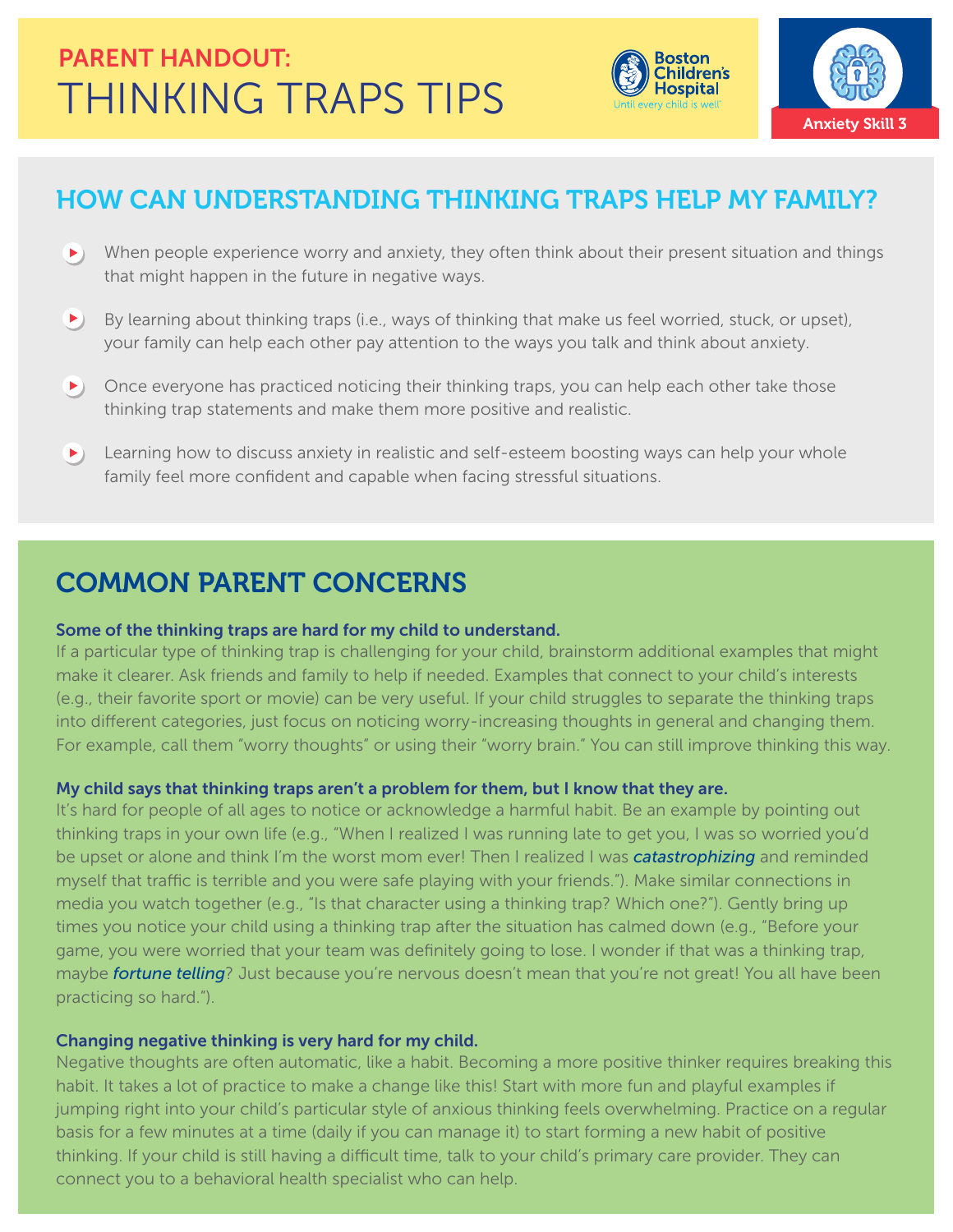# PARENT HANDOUT: THINKING TRAPS TIPS

Boston Children's Hospital
Until every child is well

Anxiety Skill 3

## HOW CAN UNDERSTANDING THINKING TRAPS HELP MY FAMILY?

- When people experience worry and anxiety, they often think about their present situation and things that might happen in the future in negative ways.
- By learning about thinking traps (i.e., ways of thinking that make us feel worried, stuck, or upset), your family can help each other pay attention to the ways you talk and think about anxiety.
- Once everyone has practiced noticing their thinking traps, you can help each other take those thinking trap statements and make them more positive and realistic.
- Learning how to discuss anxiety in realistic and self-esteem boosting ways can help your whole family feel more confident and capable when facing stressful situations.

## COMMON PARENT CONCERNS

**Some of the thinking traps are hard for my child to understand.**
If a particular type of thinking trap is challenging for your child, brainstorm additional examples that might make it clearer. Ask friends and family to help if needed. Examples that connect to your child's interests (e.g., their favorite sport or movie) can be very useful. If your child struggles to separate the thinking traps into different categories, just focus on noticing worry-increasing thoughts in general and changing them. For example, call them "worry thoughts" or using their "worry brain." You can still improve thinking this way.

**My child says that thinking traps aren't a problem for them, but I know that they are.**
It's hard for people of all ages to notice or acknowledge a harmful habit. Be an example by pointing out thinking traps in your own life (e.g., "When I realized I was running late to get you, I was so worried you'd be upset or alone and think I'm the worst mom ever! Then I realized I was ***catastrophizing*** and reminded myself that traffic is terrible and you were safe playing with your friends."). Make similar connections in media you watch together (e.g., "Is that character using a thinking trap? Which one?"). Gently bring up times you notice your child using a thinking trap after the situation has calmed down (e.g., "Before your game, you were worried that your team was definitely going to lose. I wonder if that was a thinking trap, maybe ***fortune telling***? Just because you're nervous doesn't mean that you're not great! You all have been practicing so hard.").

**Changing negative thinking is very hard for my child.**
Negative thoughts are often automatic, like a habit. Becoming a more positive thinker requires breaking this habit. It takes a lot of practice to make a change like this! Start with more fun and playful examples if jumping right into your child's particular style of anxious thinking feels overwhelming. Practice on a regular basis for a few minutes at a time (daily if you can manage it) to start forming a new habit of positive thinking. If your child is still having a difficult time, talk to your child's primary care provider. They can connect you to a behavioral health specialist who can help.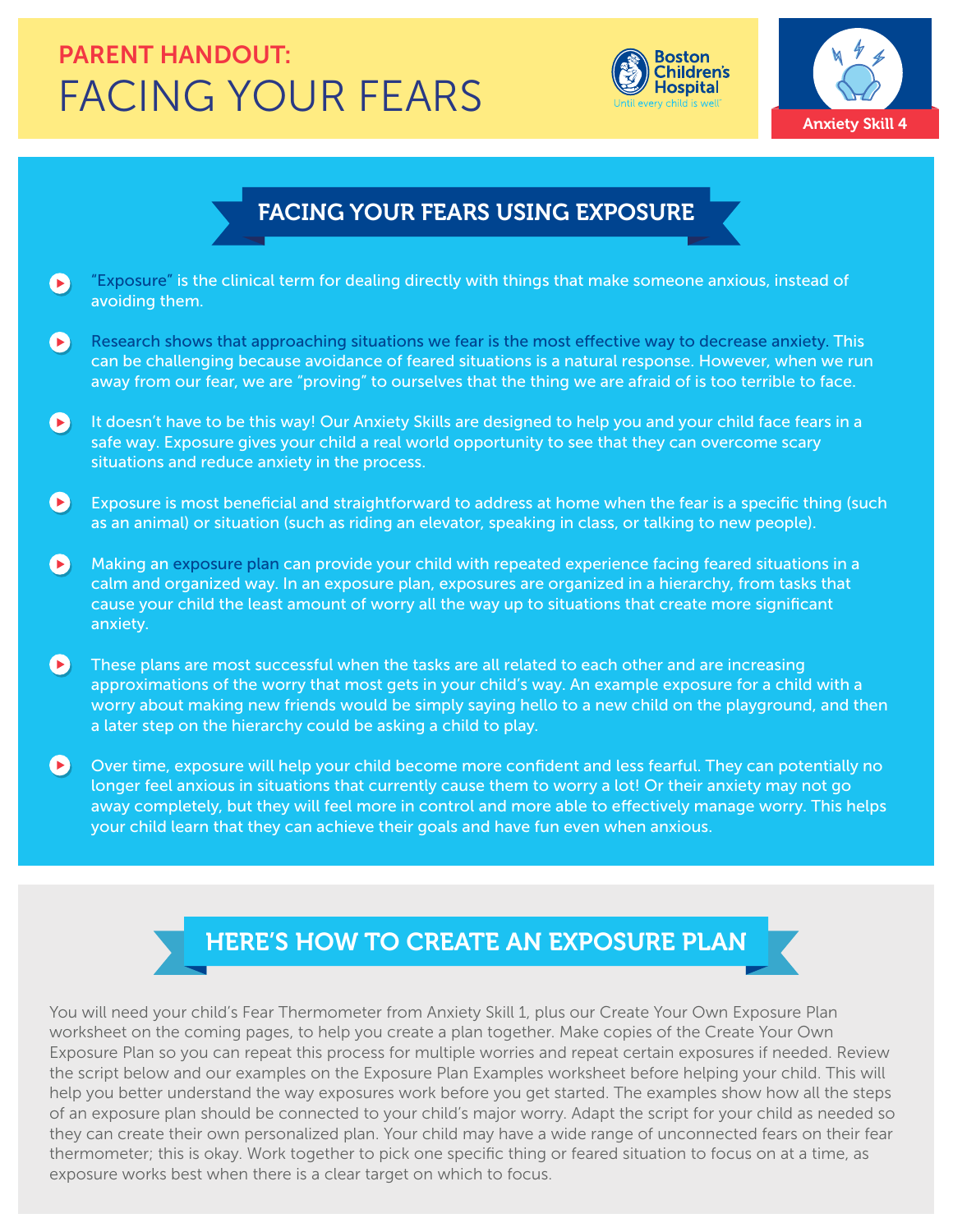**PARENT HANDOUT:**

# FACING YOUR FEARS

Boston Children's Hospital

Until every child is well

Anxiety Skill 4

## FACING YOUR FEARS USING EXPOSURE

- "Exposure" is the clinical term for dealing directly with things that make someone anxious, instead of avoiding them.
- Research shows that approaching situations we fear is the most effective way to decrease anxiety. This can be challenging because avoidance of feared situations is a natural response. However, when we run away from our fear, we are "proving" to ourselves that the thing we are afraid of is too terrible to face.
- It doesn't have to be this way! Our Anxiety Skills are designed to help you and your child face fears in a safe way. Exposure gives your child a real world opportunity to see that they can overcome scary situations and reduce anxiety in the process.
- Exposure is most beneficial and straightforward to address at home when the fear is a specific thing (such as an animal) or situation (such as riding an elevator, speaking in class, or talking to new people).
- Making an exposure plan can provide your child with repeated experience facing feared situations in a calm and organized way. In an exposure plan, exposures are organized in a hierarchy, from tasks that cause your child the least amount of worry all the way up to situations that create more significant anxiety.
- These plans are most successful when the tasks are all related to each other and are increasing approximations of the worry that most gets in your child's way. An example exposure for a child with a worry about making new friends would be simply saying hello to a new child on the playground, and then a later step on the hierarchy could be asking a child to play.
- Over time, exposure will help your child become more confident and less fearful. They can potentially no longer feel anxious in situations that currently cause them to worry a lot! Or their anxiety may not go away completely, but they will feel more in control and more able to effectively manage worry. This helps your child learn that they can achieve their goals and have fun even when anxious.

## HERE'S HOW TO CREATE AN EXPOSURE PLAN

You will need your child's Fear Thermometer from Anxiety Skill 1, plus our Create Your Own Exposure Plan worksheet on the coming pages, to help you create a plan together. Make copies of the Create Your Own Exposure Plan so you can repeat this process for multiple worries and repeat certain exposures if needed. Review the script below and our examples on the Exposure Plan Examples worksheet before helping your child. This will help you better understand the way exposures work before you get started. The examples show how all the steps of an exposure plan should be connected to your child's major worry. Adapt the script for your child as needed so they can create their own personalized plan. Your child may have a wide range of unconnected fears on their fear thermometer; this is okay. Work together to pick one specific thing or feared situation to focus on at a time, as exposure works best when there is a clear target on which to focus.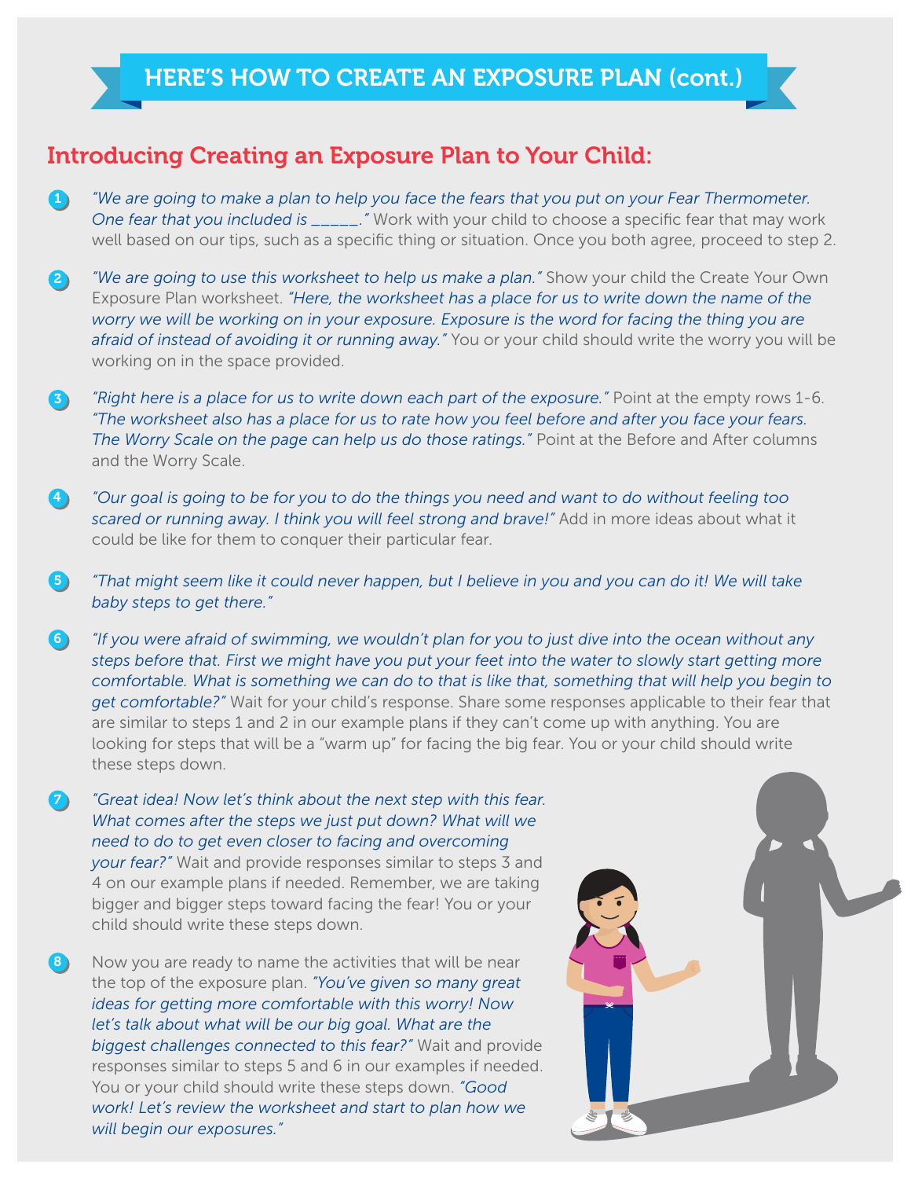# HERE'S HOW TO CREATE AN EXPOSURE PLAN (cont.)

## Introducing Creating an Exposure Plan to Your Child:

1. *"We are going to make a plan to help you face the fears that you put on your Fear Thermometer. One fear that you included is _____."* Work with your child to choose a specific fear that may work well based on our tips, such as a specific thing or situation. Once you both agree, proceed to step 2.

2. *"We are going to use this worksheet to help us make a plan."* Show your child the Create Your Own Exposure Plan worksheet. *"Here, the worksheet has a place for us to write down the name of the worry we will be working on in your exposure. Exposure is the word for facing the thing you are afraid of instead of avoiding it or running away."* You or your child should write the worry you will be working on in the space provided.

3. *"Right here is a place for us to write down each part of the exposure."* Point at the empty rows 1-6. *"The worksheet also has a place for us to rate how you feel before and after you face your fears. The Worry Scale on the page can help us do those ratings."* Point at the Before and After columns and the Worry Scale.

4. *"Our goal is going to be for you to do the things you need and want to do without feeling too scared or running away. I think you will feel strong and brave!"* Add in more ideas about what it could be like for them to conquer their particular fear.

5. *"That might seem like it could never happen, but I believe in you and you can do it! We will take baby steps to get there."*

6. *"If you were afraid of swimming, we wouldn't plan for you to just dive into the ocean without any steps before that. First we might have you put your feet into the water to slowly start getting more comfortable. What is something we can do to that is like that, something that will help you begin to get comfortable?"* Wait for your child's response. Share some responses applicable to their fear that are similar to steps 1 and 2 in our example plans if they can't come up with anything. You are looking for steps that will be a "warm up" for facing the big fear. You or your child should write these steps down.

7. *"Great idea! Now let's think about the next step with this fear. What comes after the steps we just put down? What will we need to do to get even closer to facing and overcoming your fear?"* Wait and provide responses similar to steps 3 and 4 on our example plans if needed. Remember, we are taking bigger and bigger steps toward facing the fear! You or your child should write these steps down.

8. Now you are ready to name the activities that will be near the top of the exposure plan. *"You've given so many great ideas for getting more comfortable with this worry! Now let's talk about what will be our big goal. What are the biggest challenges connected to this fear?"* Wait and provide responses similar to steps 5 and 6 in our examples if needed. You or your child should write these steps down. *"Good work! Let's review the worksheet and start to plan how we will begin our exposures."*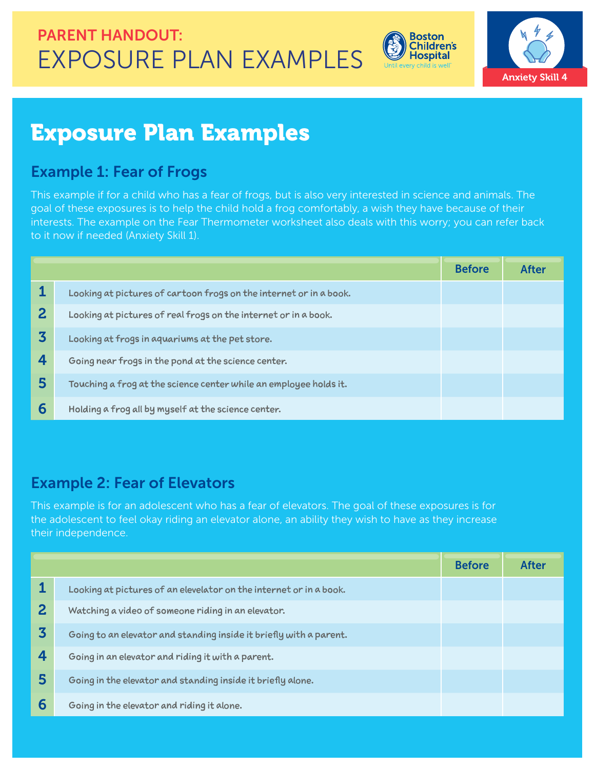PARENT HANDOUT:

# EXPOSURE PLAN EXAMPLES

Anxiety Skill 4

## Exposure Plan Examples

### Example 1: Fear of Frogs

This example if for a child who has a fear of frogs, but is also very interested in science and animals. The goal of these exposures is to help the child hold a frog comfortably, a wish they have because of their interests. The example on the Fear Thermometer worksheet also deals with this worry; you can refer back to it now if needed (Anxiety Skill 1).

| | | Before | After |
|---|---|---|---|
| 1 | Looking at pictures of cartoon frogs on the internet or in a book. | | |
| 2 | Looking at pictures of real frogs on the internet or in a book. | | |
| 3 | Looking at frogs in aquariums at the pet store. | | |
| 4 | Going near frogs in the pond at the science center. | | |
| 5 | Touching a frog at the science center while an employee holds it. | | |
| 6 | Holding a frog all by myself at the science center. | | |

### Example 2: Fear of Elevators

This example is for an adolescent who has a fear of elevators. The goal of these exposures is for the adolescent to feel okay riding an elevator alone, an ability they wish to have as they increase their independence.

| | | Before | After |
|---|---|---|---|
| 1 | Looking at pictures of an elevelator on the internet or in a book. | | |
| 2 | Watching a video of someone riding in an elevator. | | |
| 3 | Going to an elevator and standing inside it briefly with a parent. | | |
| 4 | Going in an elevator and riding it with a parent. | | |
| 5 | Going in the elevator and standing inside it briefly alone. | | |
| 6 | Going in the elevator and riding it alone. | | |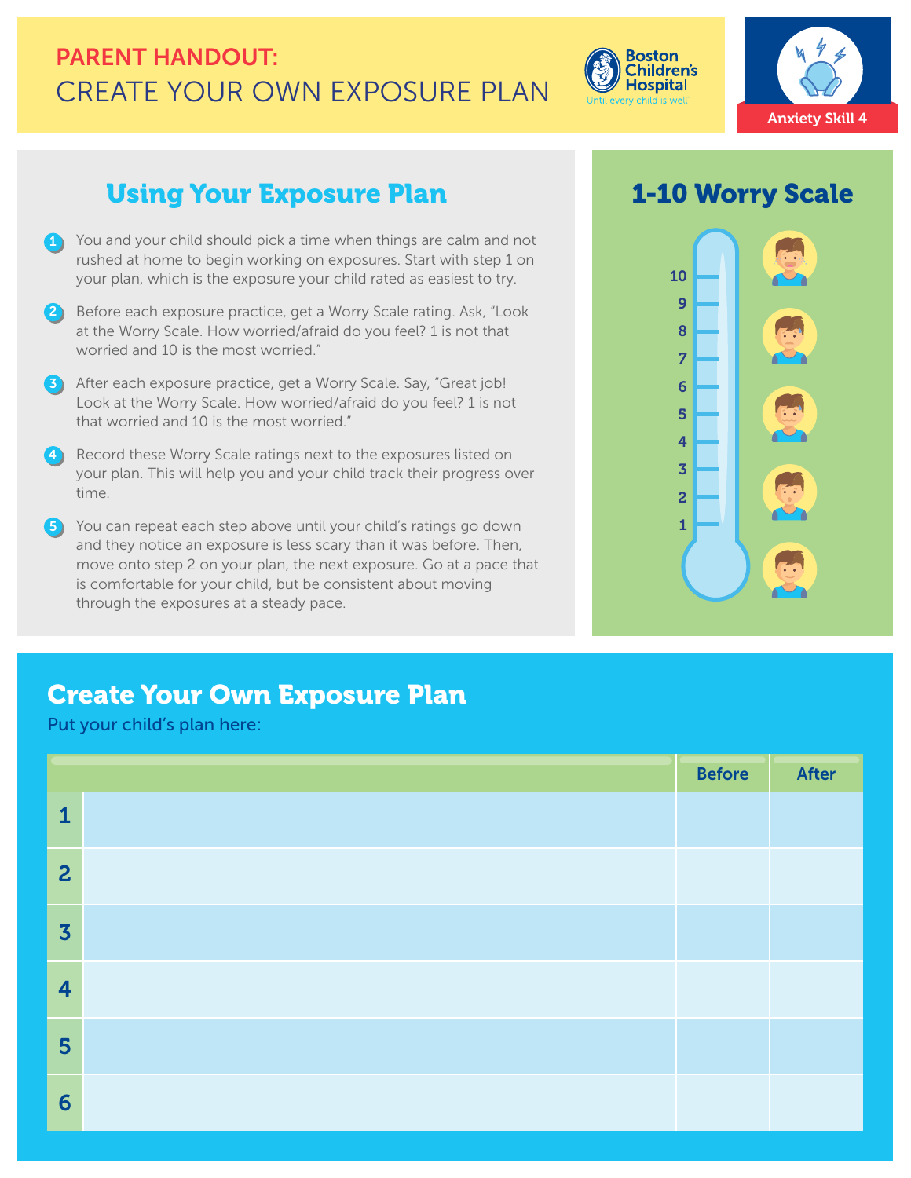# PARENT HANDOUT: CREATE YOUR OWN EXPOSURE PLAN

Anxiety Skill 4

## Using Your Exposure Plan

1. You and your child should pick a time when things are calm and not rushed at home to begin working on exposures. Start with step 1 on your plan, which is the exposure your child rated as easiest to try.
2. Before each exposure practice, get a Worry Scale rating. Ask, "Look at the Worry Scale. How worried/afraid do you feel? 1 is not that worried and 10 is the most worried."
3. After each exposure practice, get a Worry Scale. Say, "Great job! Look at the Worry Scale. How worried/afraid do you feel? 1 is not that worried and 10 is the most worried."
4. Record these Worry Scale ratings next to the exposures listed on your plan. This will help you and your child track their progress over time.
5. You can repeat each step above until your child's ratings go down and they notice an exposure is less scary than it was before. Then, move onto step 2 on your plan, the next exposure. Go at a pace that is comfortable for your child, but be consistent about moving through the exposures at a steady pace.

## 1-10 Worry Scale

10
9
8
7
6
5
4
3
2
1

## Create Your Own Exposure Plan

Put your child's plan here:

| | | Before | After |
|---|---|---|---|
| 1 | | | |
| 2 | | | |
| 3 | | | |
| 4 | | | |
| 5 | | | |
| 6 | | | |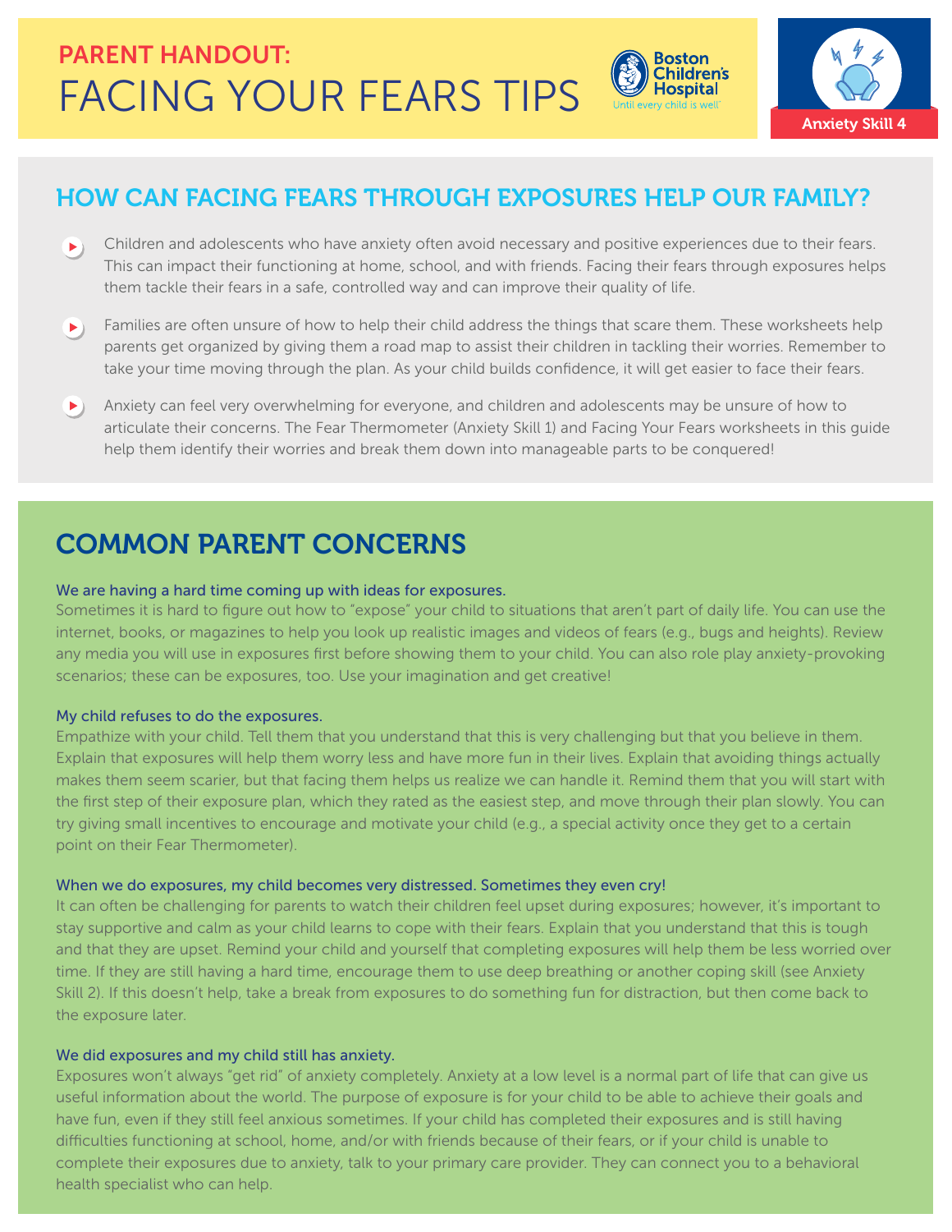# PARENT HANDOUT: FACING YOUR FEARS TIPS

Boston Children's Hospital
Until every child is well

Anxiety Skill 4

## HOW CAN FACING FEARS THROUGH EXPOSURES HELP OUR FAMILY?

- Children and adolescents who have anxiety often avoid necessary and positive experiences due to their fears. This can impact their functioning at home, school, and with friends. Facing their fears through exposures helps them tackle their fears in a safe, controlled way and can improve their quality of life.
- Families are often unsure of how to help their child address the things that scare them. These worksheets help parents get organized by giving them a road map to assist their children in tackling their worries. Remember to take your time moving through the plan. As your child builds confidence, it will get easier to face their fears.
- Anxiety can feel very overwhelming for everyone, and children and adolescents may be unsure of how to articulate their concerns. The Fear Thermometer (Anxiety Skill 1) and Facing Your Fears worksheets in this guide help them identify their worries and break them down into manageable parts to be conquered!

## COMMON PARENT CONCERNS

### We are having a hard time coming up with ideas for exposures.

Sometimes it is hard to figure out how to "expose" your child to situations that aren't part of daily life. You can use the internet, books, or magazines to help you look up realistic images and videos of fears (e.g., bugs and heights). Review any media you will use in exposures first before showing them to your child. You can also role play anxiety-provoking scenarios; these can be exposures, too. Use your imagination and get creative!

### My child refuses to do the exposures.

Empathize with your child. Tell them that you understand that this is very challenging but that you believe in them. Explain that exposures will help them worry less and have more fun in their lives. Explain that avoiding things actually makes them seem scarier, but that facing them helps us realize we can handle it. Remind them that you will start with the first step of their exposure plan, which they rated as the easiest step, and move through their plan slowly. You can try giving small incentives to encourage and motivate your child (e.g., a special activity once they get to a certain point on their Fear Thermometer).

### When we do exposures, my child becomes very distressed. Sometimes they even cry!

It can often be challenging for parents to watch their children feel upset during exposures; however, it's important to stay supportive and calm as your child learns to cope with their fears. Explain that you understand that this is tough and that they are upset. Remind your child and yourself that completing exposures will help them be less worried over time. If they are still having a hard time, encourage them to use deep breathing or another coping skill (see Anxiety Skill 2). If this doesn't help, take a break from exposures to do something fun for distraction, but then come back to the exposure later.

### We did exposures and my child still has anxiety.

Exposures won't always "get rid" of anxiety completely. Anxiety at a low level is a normal part of life that can give us useful information about the world. The purpose of exposure is for your child to be able to achieve their goals and have fun, even if they still feel anxious sometimes. If your child has completed their exposures and is still having difficulties functioning at school, home, and/or with friends because of their fears, or if your child is unable to complete their exposures due to anxiety, talk to your primary care provider. They can connect you to a behavioral health specialist who can help.